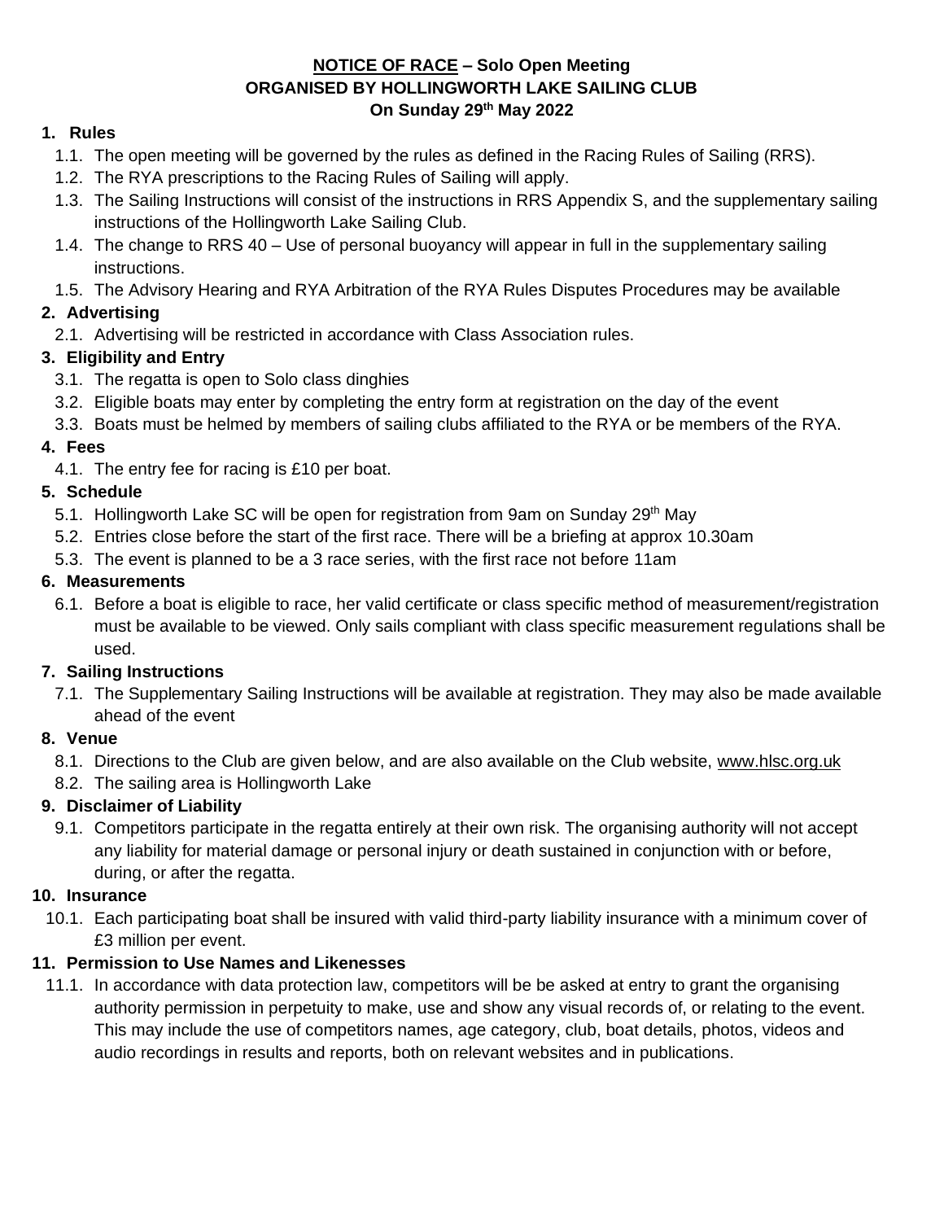# **<u>NOTICE OF RACE</u> – Solo Open Meeting**
# **ORGANISED BY HOLLINGWORTH LAKE SAILING CLUB**
# **On Sunday 29th May 2022**

## 1. Rules

1.1. The open meeting will be governed by the rules as defined in the Racing Rules of Sailing (RRS).

1.2. The RYA prescriptions to the Racing Rules of Sailing will apply.

1.3. The Sailing Instructions will consist of the instructions in RRS Appendix S, and the supplementary sailing instructions of the Hollingworth Lake Sailing Club.

1.4. The change to RRS 40 – Use of personal buoyancy will appear in full in the supplementary sailing instructions.

1.5. The Advisory Hearing and RYA Arbitration of the RYA Rules Disputes Procedures may be available

## 2. Advertising

2.1. Advertising will be restricted in accordance with Class Association rules.

## 3. Eligibility and Entry

3.1. The regatta is open to Solo class dinghies

3.2. Eligible boats may enter by completing the entry form at registration on the day of the event

3.3. Boats must be helmed by members of sailing clubs affiliated to the RYA or be members of the RYA.

## 4. Fees

4.1. The entry fee for racing is £10 per boat.

## 5. Schedule

5.1. Hollingworth Lake SC will be open for registration from 9am on Sunday 29th May

5.2. Entries close before the start of the first race. There will be a briefing at approx 10.30am

5.3. The event is planned to be a 3 race series, with the first race not before 11am

## 6. Measurements

6.1. Before a boat is eligible to race, her valid certificate or class specific method of measurement/registration must be available to be viewed. Only sails compliant with class specific measurement regulations shall be used.

## 7. Sailing Instructions

7.1. The Supplementary Sailing Instructions will be available at registration. They may also be made available ahead of the event

## 8. Venue

8.1. Directions to the Club are given below, and are also available on the Club website, www.hlsc.org.uk

8.2. The sailing area is Hollingworth Lake

## 9. Disclaimer of Liability

9.1. Competitors participate in the regatta entirely at their own risk. The organising authority will not accept any liability for material damage or personal injury or death sustained in conjunction with or before, during, or after the regatta.

## 10. Insurance

10.1. Each participating boat shall be insured with valid third-party liability insurance with a minimum cover of £3 million per event.

## 11. Permission to Use Names and Likenesses

11.1. In accordance with data protection law, competitors will be be asked at entry to grant the organising authority permission in perpetuity to make, use and show any visual records of, or relating to the event. This may include the use of competitors names, age category, club, boat details, photos, videos and audio recordings in results and reports, both on relevant websites and in publications.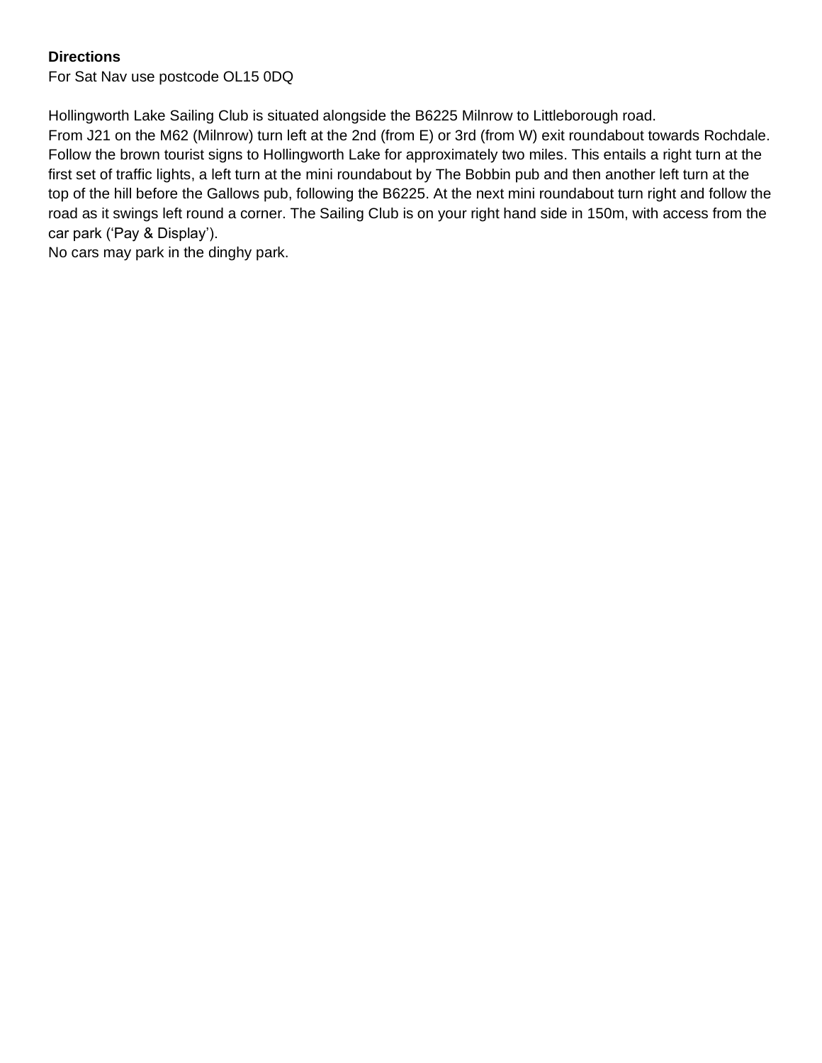**Directions**
For Sat Nav use postcode OL15 0DQ

Hollingworth Lake Sailing Club is situated alongside the B6225 Milnrow to Littleborough road.
From J21 on the M62 (Milnrow) turn left at the 2nd (from E) or 3rd (from W) exit roundabout towards Rochdale. Follow the brown tourist signs to Hollingworth Lake for approximately two miles. This entails a right turn at the first set of traffic lights, a left turn at the mini roundabout by The Bobbin pub and then another left turn at the top of the hill before the Gallows pub, following the B6225. At the next mini roundabout turn right and follow the road as it swings left round a corner. The Sailing Club is on your right hand side in 150m, with access from the car park ('Pay & Display').
No cars may park in the dinghy park.